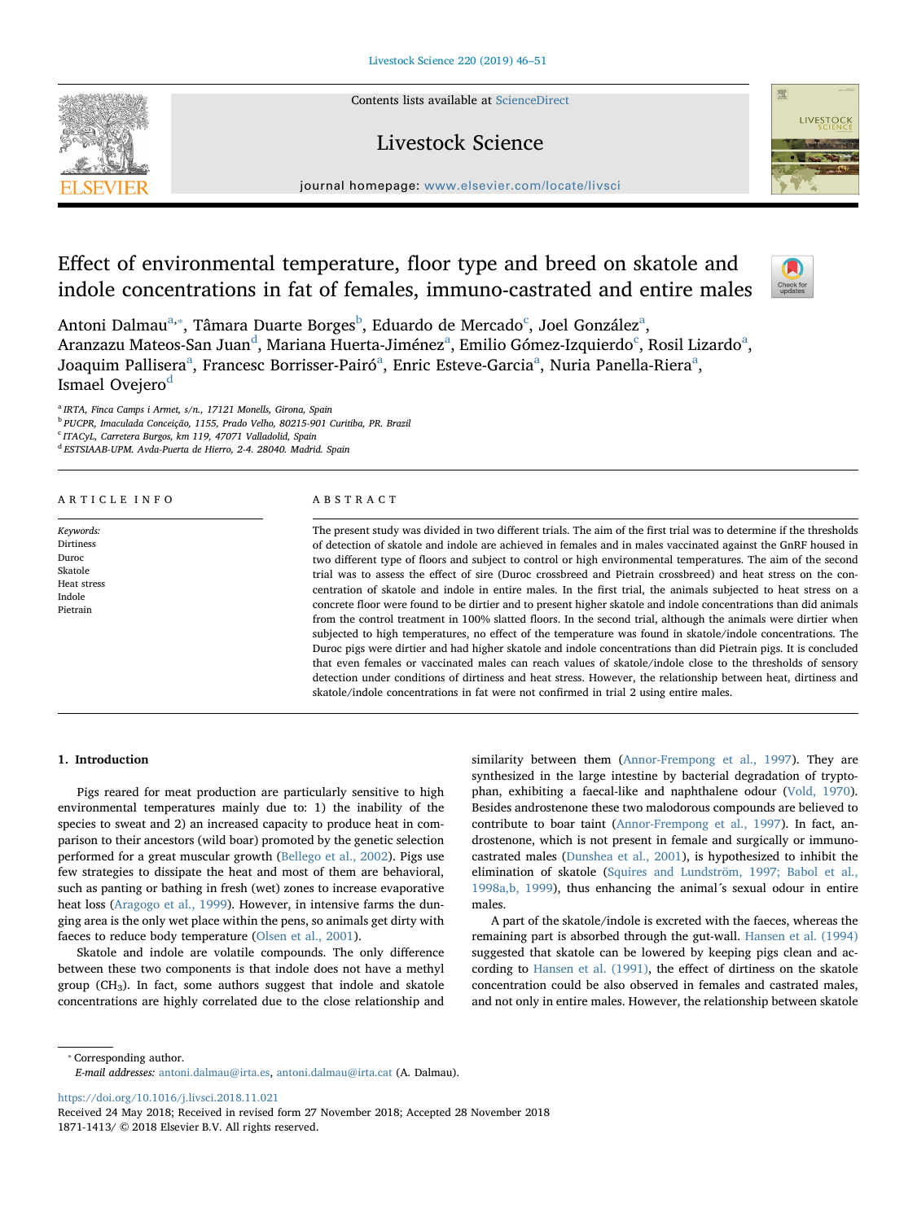# Effect of environmental temperature, floor type and breed on skatole and indole concentrations in fat of females, immuno-castrated and entire males

Antoni Dalmau[a,*], Tâmara Duarte Borges[b], Eduardo de Mercado[c], Joel González[a], Aranzazu Mateos-San Juan[d], Mariana Huerta-Jiménez[a], Emilio Gómez-Izquierdo[c], Rosil Lizardo[a], Joaquim Pallisera[a], Francesc Borrisser-Pairó[a], Enric Esteve-Garcia[a], Nuria Panella-Riera[a], Ismael Ovejero[d]

[a] IRTA, Finca Camps i Armet, s/n., 17121 Monells, Girona, Spain
[b] PUCPR, Imaculada Conceição, 1155, Prado Velho, 80215-901 Curitiba, PR. Brazil
[c] ITACyL, Carretera Burgos, km 119, 47071 Valladolid, Spain
[d] ESTSIAAB-UPM. Avda-Puerta de Hierro, 2-4. 28040. Madrid. Spain

## ARTICLE INFO

*Keywords:*
Dirtiness
Duroc
Skatole
Heat stress
Indole
Pietrain

## ABSTRACT

The present study was divided in two different trials. The aim of the first trial was to determine if the thresholds of detection of skatole and indole are achieved in females and in males vaccinated against the GnRF housed in two different type of floors and subject to control or high environmental temperatures. The aim of the second trial was to assess the effect of sire (Duroc crossbreed and Pietrain crossbreed) and heat stress on the concentration of skatole and indole in entire males. In the first trial, the animals subjected to heat stress on a concrete floor were found to be dirtier and to present higher skatole and indole concentrations than did animals from the control treatment in 100% slatted floors. In the second trial, although the animals were dirtier when subjected to high temperatures, no effect of the temperature was found in skatole/indole concentrations. The Duroc pigs were dirtier and had higher skatole and indole concentrations than did Pietrain pigs. It is concluded that even females or vaccinated males can reach values of skatole/indole close to the thresholds of sensory detection under conditions of dirtiness and heat stress. However, the relationship between heat, dirtiness and skatole/indole concentrations in fat were not confirmed in trial 2 using entire males.

## 1. Introduction

Pigs reared for meat production are particularly sensitive to high environmental temperatures mainly due to: 1) the inability of the species to sweat and 2) an increased capacity to produce heat in comparison to their ancestors (wild boar) promoted by the genetic selection performed for a great muscular growth (Bellego et al., 2002). Pigs use few strategies to dissipate the heat and most of them are behavioral, such as panting or bathing in fresh (wet) zones to increase evaporative heat loss (Aragogo et al., 1999). However, in intensive farms the dunging area is the only wet place within the pens, so animals get dirty with faeces to reduce body temperature (Olsen et al., 2001).

Skatole and indole are volatile compounds. The only difference between these two components is that indole does not have a methyl group ($CH_3$). In fact, some authors suggest that indole and skatole concentrations are highly correlated due to the close relationship and similarity between them (Annor-Frempong et al., 1997). They are synthesized in the large intestine by bacterial degradation of tryptophan, exhibiting a faecal-like and naphthalene odour (Vold, 1970). Besides androstenone these two malodorous compounds are believed to contribute to boar taint (Annor-Frempong et al., 1997). In fact, androstenone, which is not present in female and surgically or immuno-castrated males (Dunshea et al., 2001), is hypothesized to inhibit the elimination of skatole (Squires and Lundström, 1997; Babol et al., 1998a,b, 1999), thus enhancing the animal´s sexual odour in entire males.

A part of the skatole/indole is excreted with the faeces, whereas the remaining part is absorbed through the gut-wall. Hansen et al. (1994) suggested that skatole can be lowered by keeping pigs clean and according to Hansen et al. (1991), the effect of dirtiness on the skatole concentration could be also observed in females and castrated males, and not only in entire males. However, the relationship between skatole

* Corresponding author.
*E-mail addresses:* antoni.dalmau@irta.es, antoni.dalmau@irta.cat (A. Dalmau).

https://doi.org/10.1016/j.livsci.2018.11.021
Received 24 May 2018; Received in revised form 27 November 2018; Accepted 28 November 2018
1871-1413/ © 2018 Elsevier B.V. All rights reserved.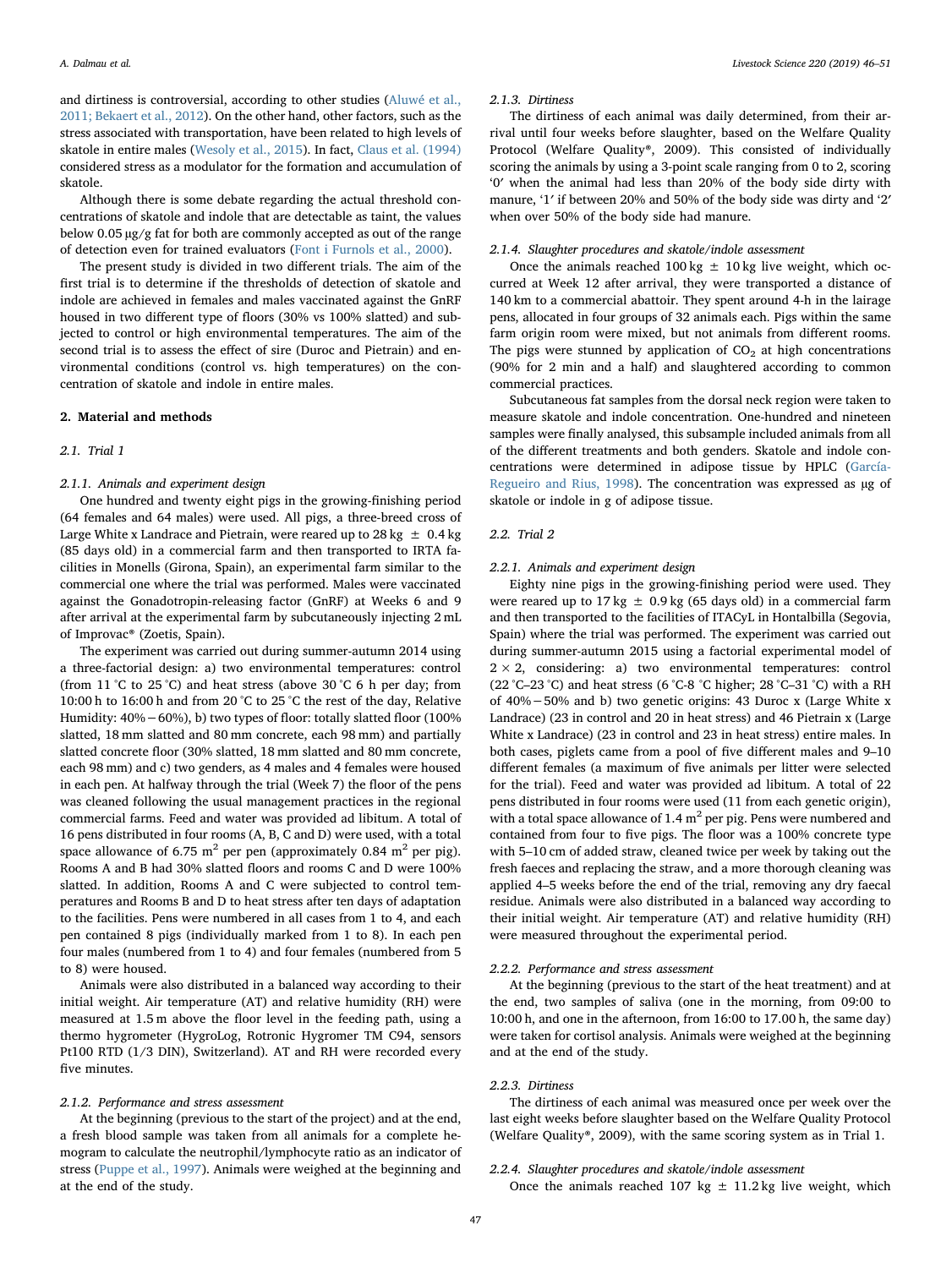and dirtiness is controversial, according to other studies (Aluwé et al., 2011; Bekaert et al., 2012). On the other hand, other factors, such as the stress associated with transportation, have been related to high levels of skatole in entire males (Wesoly et al., 2015). In fact, Claus et al. (1994) considered stress as a modulator for the formation and accumulation of skatole.

Although there is some debate regarding the actual threshold concentrations of skatole and indole that are detectable as taint, the values below 0.05 μg/g fat for both are commonly accepted as out of the range of detection even for trained evaluators (Font i Furnols et al., 2000).

The present study is divided in two different trials. The aim of the first trial is to determine if the thresholds of detection of skatole and indole are achieved in females and males vaccinated against the GnRF housed in two different type of floors (30% vs 100% slatted) and subjected to control or high environmental temperatures. The aim of the second trial is to assess the effect of sire (Duroc and Pietrain) and environmental conditions (control vs. high temperatures) on the concentration of skatole and indole in entire males.

## 2. Material and methods

### 2.1. Trial 1

#### 2.1.1. Animals and experiment design

One hundred and twenty eight pigs in the growing-finishing period (64 females and 64 males) were used. All pigs, a three-breed cross of Large White x Landrace and Pietrain, were reared up to 28 kg ± 0.4 kg (85 days old) in a commercial farm and then transported to IRTA facilities in Monells (Girona, Spain), an experimental farm similar to the commercial one where the trial was performed. Males were vaccinated against the Gonadotropin-releasing factor (GnRF) at Weeks 6 and 9 after arrival at the experimental farm by subcutaneously injecting 2 mL of Improvac® (Zoetis, Spain).

The experiment was carried out during summer-autumn 2014 using a three-factorial design: a) two environmental temperatures: control (from 11 °C to 25 °C) and heat stress (above 30 °C 6 h per day; from 10:00 h to 16:00 h and from 20 °C to 25 °C the rest of the day, Relative Humidity: 40% − 60%), b) two types of floor: totally slatted floor (100% slatted, 18 mm slatted and 80 mm concrete, each 98 mm) and partially slatted concrete floor (30% slatted, 18 mm slatted and 80 mm concrete, each 98 mm) and c) two genders, as 4 males and 4 females were housed in each pen. At halfway through the trial (Week 7) the floor of the pens was cleaned following the usual management practices in the regional commercial farms. Feed and water was provided ad libitum. A total of 16 pens distributed in four rooms (A, B, C and D) were used, with a total space allowance of 6.75 $m^2$ per pen (approximately 0.84 $m^2$ per pig). Rooms A and B had 30% slatted floors and rooms C and D were 100% slatted. In addition, Rooms A and C were subjected to control temperatures and Rooms B and D to heat stress after ten days of adaptation to the facilities. Pens were numbered in all cases from 1 to 4, and each pen contained 8 pigs (individually marked from 1 to 8). In each pen four males (numbered from 1 to 4) and four females (numbered from 5 to 8) were housed.

Animals were also distributed in a balanced way according to their initial weight. Air temperature (AT) and relative humidity (RH) were measured at 1.5 m above the floor level in the feeding path, using a thermo hygrometer (HygroLog, Rotronic Hygromer TM C94, sensors Pt100 RTD (1/3 DIN), Switzerland). AT and RH were recorded every five minutes.

#### 2.1.2. Performance and stress assessment

At the beginning (previous to the start of the project) and at the end, a fresh blood sample was taken from all animals for a complete hemogram to calculate the neutrophil/lymphocyte ratio as an indicator of stress (Puppe et al., 1997). Animals were weighed at the beginning and at the end of the study.

#### 2.1.3. Dirtiness

The dirtiness of each animal was daily determined, from their arrival until four weeks before slaughter, based on the Welfare Quality Protocol (Welfare Quality®, 2009). This consisted of individually scoring the animals by using a 3-point scale ranging from 0 to 2, scoring '0' when the animal had less than 20% of the body side dirty with manure, '1' if between 20% and 50% of the body side was dirty and '2' when over 50% of the body side had manure.

#### 2.1.4. Slaughter procedures and skatole/indole assessment

Once the animals reached 100 kg ± 10 kg live weight, which occurred at Week 12 after arrival, they were transported a distance of 140 km to a commercial abattoir. They spent around 4-h in the lairage pens, allocated in four groups of 32 animals each. Pigs within the same farm origin room were mixed, but not animals from different rooms. The pigs were stunned by application of $CO_2$ at high concentrations (90% for 2 min and a half) and slaughtered according to common commercial practices.

Subcutaneous fat samples from the dorsal neck region were taken to measure skatole and indole concentration. One-hundred and nineteen samples were finally analysed, this subsample included animals from all of the different treatments and both genders. Skatole and indole concentrations were determined in adipose tissue by HPLC (García-Regueiro and Rius, 1998). The concentration was expressed as μg of skatole or indole in g of adipose tissue.

### 2.2. Trial 2

#### 2.2.1. Animals and experiment design

Eighty nine pigs in the growing-finishing period were used. They were reared up to 17 kg ± 0.9 kg (65 days old) in a commercial farm and then transported to the facilities of ITACyL in Hontalbilla (Segovia, Spain) where the trial was performed. The experiment was carried out during summer-autumn 2015 using a factorial experimental model of 2 × 2, considering: a) two environmental temperatures: control (22 °C–23 °C) and heat stress (6 °C-8 °C higher; 28 °C–31 °C) with a RH of 40% − 50% and b) two genetic origins: 43 Duroc x (Large White x Landrace) (23 in control and 20 in heat stress) and 46 Pietrain x (Large White x Landrace) (23 in control and 23 in heat stress) entire males. In both cases, piglets came from a pool of five different males and 9–10 different females (a maximum of five animals per litter were selected for the trial). Feed and water was provided ad libitum. A total of 22 pens distributed in four rooms were used (11 from each genetic origin), with a total space allowance of 1.4 $m^2$ per pig. Pens were numbered and contained from four to five pigs. The floor was a 100% concrete type with 5–10 cm of added straw, cleaned twice per week by taking out the fresh faeces and replacing the straw, and a more thorough cleaning was applied 4–5 weeks before the end of the trial, removing any dry faecal residue. Animals were also distributed in a balanced way according to their initial weight. Air temperature (AT) and relative humidity (RH) were measured throughout the experimental period.

#### 2.2.2. Performance and stress assessment

At the beginning (previous to the start of the heat treatment) and at the end, two samples of saliva (one in the morning, from 09:00 to 10:00 h, and one in the afternoon, from 16:00 to 17.00 h, the same day) were taken for cortisol analysis. Animals were weighed at the beginning and at the end of the study.

#### 2.2.3. Dirtiness

The dirtiness of each animal was measured once per week over the last eight weeks before slaughter based on the Welfare Quality Protocol (Welfare Quality®, 2009), with the same scoring system as in Trial 1.

#### 2.2.4. Slaughter procedures and skatole/indole assessment

Once the animals reached 107 kg ± 11.2 kg live weight, which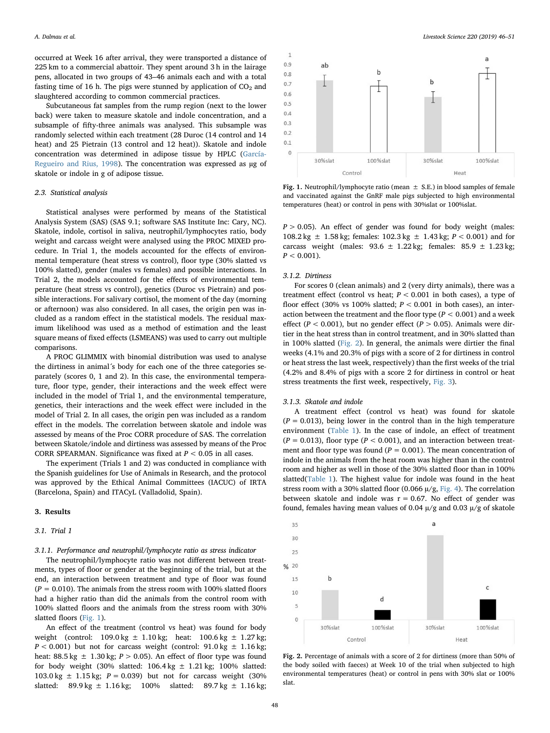occurred at Week 16 after arrival, they were transported a distance of 225 km to a commercial abattoir. They spent around 3 h in the lairage pens, allocated in two groups of 43–46 animals each and with a total fasting time of 16 h. The pigs were stunned by application of $CO_2$ and slaughtered according to common commercial practices.

Subcutaneous fat samples from the rump region (next to the lower back) were taken to measure skatole and indole concentration, and a subsample of fifty-three animals was analysed. This subsample was randomly selected within each treatment (28 Duroc (14 control and 14 heat) and 25 Pietrain (13 control and 12 heat)). Skatole and indole concentration was determined in adipose tissue by HPLC (García-Regueiro and Rius, 1998). The concentration was expressed as µg of skatole or indole in g of adipose tissue.

### 2.3. Statistical analysis

Statistical analyses were performed by means of the Statistical Analysis System (SAS) (SAS 9.1; software SAS Institute Inc: Cary, NC). Skatole, indole, cortisol in saliva, neutrophil/lymphocytes ratio, body weight and carcass weight were analysed using the PROC MIXED procedure. In Trial 1, the models accounted for the effects of environmental temperature (heat stress vs control), floor type (30% slatted vs 100% slatted), gender (males vs females) and possible interactions. In Trial 2, the models accounted for the effects of environmental temperature (heat stress vs control), genetics (Duroc vs Pietrain) and possible interactions. For salivary cortisol, the moment of the day (morning or afternoon) was also considered. In all cases, the origin pen was included as a random effect in the statistical models. The residual maximum likelihood was used as a method of estimation and the least square means of fixed effects (LSMEANS) was used to carry out multiple comparisons.

A PROC GLIMMIX with binomial distribution was used to analyse the dirtiness in animal´s body for each one of the three categories separately (scores 0, 1 and 2). In this case, the environmental temperature, floor type, gender, their interactions and the week effect were included in the model of Trial 1, and the environmental temperature, genetics, their interactions and the week effect were included in the model of Trial 2. In all cases, the origin pen was included as a random effect in the models. The correlation between skatole and indole was assessed by means of the Proc CORR procedure of SAS. The correlation between Skatole/indole and dirtiness was assessed by means of the Proc CORR SPEARMAN. Significance was fixed at $P < 0.05$ in all cases.

The experiment (Trials 1 and 2) was conducted in compliance with the Spanish guidelines for Use of Animals in Research, and the protocol was approved by the Ethical Animal Committees (IACUC) of IRTA (Barcelona, Spain) and ITACyL (Valladolid, Spain).

## 3. Results

### 3.1. Trial 1

#### 3.1.1. Performance and neutrophil/lymphocyte ratio as stress indicator

The neutrophil/lymphocyte ratio was not different between treatments, types of floor or gender at the beginning of the trial, but at the end, an interaction between treatment and type of floor was found ($P = 0.010$). The animals from the stress room with 100% slatted floors had a higher ratio than did the animals from the control room with 100% slatted floors and the animals from the stress room with 30% slatted floors (Fig. 1).

An effect of the treatment (control vs heat) was found for body weight (control: 109.0 kg ± 1.10 kg; heat: 100.6 kg ± 1.27 kg; $P < 0.001$) but not for carcass weight (control: 91.0 kg ± 1.16 kg; heat: 88.5 kg ± 1.30 kg; $P > 0.05$). An effect of floor type was found for body weight (30% slatted: 106.4 kg ± 1.21 kg; 100% slatted: 103.0 kg ± 1.15 kg; $P = 0.039$) but not for carcass weight (30% slatted: 89.9 kg ± 1.16 kg; 100% slatted: 89.7 kg ± 1.16 kg; $P > 0.05$). An effect of gender was found for body weight (males: 108.2 kg ± 1.58 kg; females: 102.3 kg ± 1.43 kg; $P < 0.001$) and for carcass weight (males: 93.6 ± 1.22 kg; females: 85.9 ± 1.23 kg; $P < 0.001$).

Fig. 1. Neutrophil/lymphocyte ratio (mean ± S.E.) in blood samples of female and vaccinated against the GnRF male pigs subjected to high environmental temperatures (heat) or control in pens with 30%slat or 100%slat.

#### 3.1.2. Dirtiness

For scores 0 (clean animals) and 2 (very dirty animals), there was a treatment effect (control vs heat; $P < 0.001$ in both cases), a type of floor effect (30% vs 100% slatted; $P < 0.001$ in both cases), an interaction between the treatment and the floor type ($P < 0.001$) and a week effect ($P < 0.001$), but no gender effect ($P > 0.05$). Animals were dirtier in the heat stress than in control treatment, and in 30% slatted than in 100% slatted (Fig. 2). In general, the animals were dirtier the final weeks (4.1% and 20.3% of pigs with a score of 2 for dirtiness in control or heat stress the last week, respectively) than the first weeks of the trial (4.2% and 8.4% of pigs with a score 2 for dirtiness in control or heat stress treatments the first week, respectively, Fig. 3).

#### 3.1.3. Skatole and indole

A treatment effect (control vs heat) was found for skatole ($P = 0.013$), being lower in the control than in the high temperature environment (Table 1). In the case of indole, an effect of treatment ($P = 0.013$), floor type ($P < 0.001$), and an interaction between treatment and floor type was found ($P = 0.001$). The mean concentration of indole in the animals from the heat room was higher than in the control room and higher as well in those of the 30% slatted floor than in 100% slatted(Table 1). The highest value for indole was found in the heat stress room with a 30% slatted floor (0.066 µ/g, Fig. 4). The correlation between skatole and indole was r = 0.67. No effect of gender was found, females having mean values of 0.04 µ/g and 0.03 µ/g of skatole

Fig. 2. Percentage of animals with a score of 2 for dirtiness (more than 50% of the body soiled with faeces) at Week 10 of the trial when subjected to high environmental temperatures (heat) or control in pens with 30% slat or 100% slat.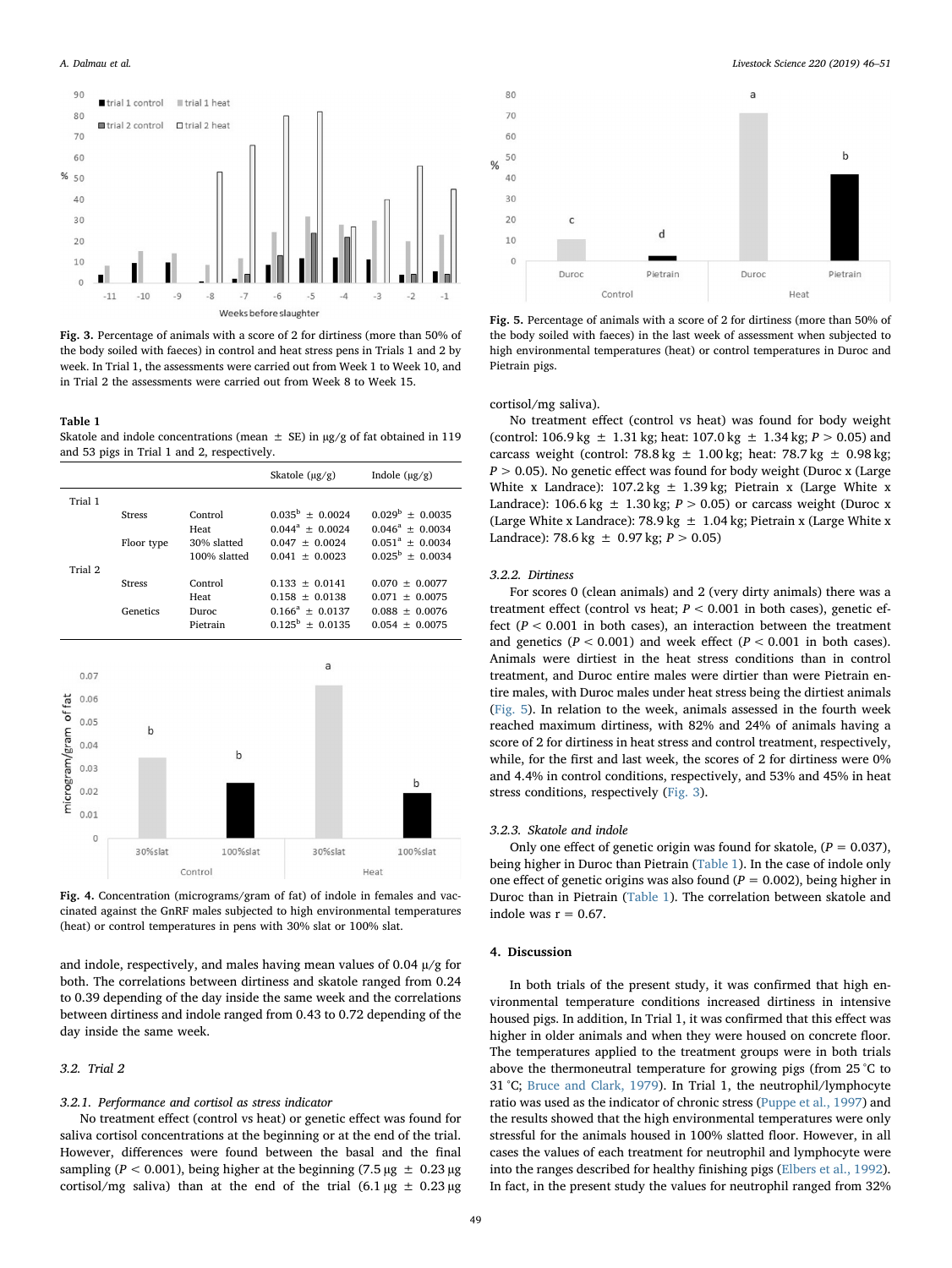Fig. 3. Percentage of animals with a score of 2 for dirtiness (more than 50% of the body soiled with faeces) in control and heat stress pens in Trials 1 and 2 by week. In Trial 1, the assessments were carried out from Week 1 to Week 10, and in Trial 2 the assessments were carried out from Week 8 to Week 15.

**Table 1**
Skatole and indole concentrations (mean ± SE) in μg/g of fat obtained in 119 and 53 pigs in Trial 1 and 2, respectively.

| | | | Skatole (μg/g) | Indole (μg/g) |
|---|---|---|---|---|
| Trial 1 | | | | |
| | Stress | Control | $0.035^{b} \pm 0.0024$ | $0.029^{b} \pm 0.0035$ |
| | | Heat | $0.044^{a} \pm 0.0024$ | $0.046^{a} \pm 0.0034$ |
| | Floor type | 30% slatted | $0.047 \pm 0.0024$ | $0.051^{a} \pm 0.0034$ |
| | | 100% slatted | $0.041 \pm 0.0023$ | $0.025^{b} \pm 0.0034$ |
| Trial 2 | | | | |
| | Stress | Control | $0.133 \pm 0.0141$ | $0.070 \pm 0.0077$ |
| | | Heat | $0.158 \pm 0.0138$ | $0.071 \pm 0.0075$ |
| | Genetics | Duroc | $0.166^{a} \pm 0.0137$ | $0.088 \pm 0.0076$ |
| | | Pietrain | $0.125^{b} \pm 0.0135$ | $0.054 \pm 0.0075$ |

Fig. 4. Concentration (micrograms/gram of fat) of indole in females and vaccinated against the GnRF males subjected to high environmental temperatures (heat) or control temperatures in pens with 30% slat or 100% slat.

and indole, respectively, and males having mean values of 0.04 μ/g for both. The correlations between dirtiness and skatole ranged from 0.24 to 0.39 depending of the day inside the same week and the correlations between dirtiness and indole ranged from 0.43 to 0.72 depending of the day inside the same week.

## 3.2. Trial 2

### 3.2.1. Performance and cortisol as stress indicator

No treatment effect (control vs heat) or genetic effect was found for saliva cortisol concentrations at the beginning or at the end of the trial. However, differences were found between the basal and the final sampling ($P < 0.001$), being higher at the beginning (7.5 μg ± 0.23 μg cortisol/mg saliva) than at the end of the trial (6.1 μg ± 0.23 μg cortisol/mg saliva).

Fig. 5. Percentage of animals with a score of 2 for dirtiness (more than 50% of the body soiled with faeces) in the last week of assessment when subjected to high environmental temperatures (heat) or control temperatures in Duroc and Pietrain pigs.

No treatment effect (control vs heat) was found for body weight (control: 106.9 kg ± 1.31 kg; heat: 107.0 kg ± 1.34 kg; $P > 0.05$) and carcass weight (control: 78.8 kg ± 1.00 kg; heat: 78.7 kg ± 0.98 kg; $P > 0.05$). No genetic effect was found for body weight (Duroc x (Large White x Landrace): 107.2 kg ± 1.39 kg; Pietrain x (Large White x Landrace): 106.6 kg ± 1.30 kg; $P > 0.05$) or carcass weight (Duroc x (Large White x Landrace): 78.9 kg ± 1.04 kg; Pietrain x (Large White x Landrace): 78.6 kg ± 0.97 kg; $P > 0.05$)

### 3.2.2. Dirtiness

For scores 0 (clean animals) and 2 (very dirty animals) there was a treatment effect (control vs heat; $P < 0.001$ in both cases), genetic effect ($P < 0.001$ in both cases), an interaction between the treatment and genetics ($P < 0.001$) and week effect ($P < 0.001$ in both cases). Animals were dirtiest in the heat stress conditions than in control treatment, and Duroc entire males were dirtier than were Pietrain entire males, with Duroc males under heat stress being the dirtiest animals (Fig. 5). In relation to the week, animals assessed in the fourth week reached maximum dirtiness, with 82% and 24% of animals having a score of 2 for dirtiness in heat stress and control treatment, respectively, while, for the first and last week, the scores of 2 for dirtiness were 0% and 4.4% in control conditions, respectively, and 53% and 45% in heat stress conditions, respectively (Fig. 3).

### 3.2.3. Skatole and indole

Only one effect of genetic origin was found for skatole, ($P = 0.037$), being higher in Duroc than Pietrain (Table 1). In the case of indole only one effect of genetic origins was also found ($P = 0.002$), being higher in Duroc than in Pietrain (Table 1). The correlation between skatole and indole was r = 0.67.

# 4. Discussion

In both trials of the present study, it was confirmed that high environmental temperature conditions increased dirtiness in intensive housed pigs. In addition, In Trial 1, it was confirmed that this effect was higher in older animals and when they were housed on concrete floor. The temperatures applied to the treatment groups were in both trials above the thermoneutral temperature for growing pigs (from 25 °C to 31 °C; Bruce and Clark, 1979). In Trial 1, the neutrophil/lymphocyte ratio was used as the indicator of chronic stress (Puppe et al., 1997) and the results showed that the high environmental temperatures were only stressful for the animals housed in 100% slatted floor. However, in all cases the values of each treatment for neutrophil and lymphocyte were into the ranges described for healthy finishing pigs (Elbers et al., 1992). In fact, in the present study the values for neutrophil ranged from 32%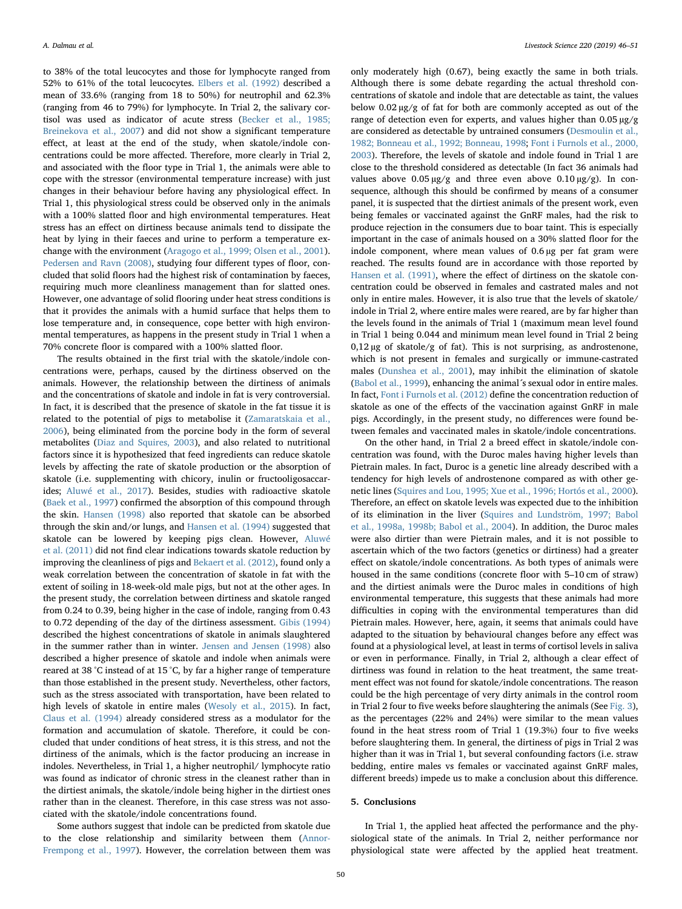to 38% of the total leucocytes and those for lymphocyte ranged from 52% to 61% of the total leucocytes. Elbers et al. (1992) described a mean of 33.6% (ranging from 18 to 50%) for neutrophil and 62.3% (ranging from 46 to 79%) for lymphocyte. In Trial 2, the salivary cortisol was used as indicator of acute stress (Becker et al., 1985; Breinekova et al., 2007) and did not show a significant temperature effect, at least at the end of the study, when skatole/indole concentrations could be more affected. Therefore, more clearly in Trial 2, and associated with the floor type in Trial 1, the animals were able to cope with the stressor (environmental temperature increase) with just changes in their behaviour before having any physiological effect. In Trial 1, this physiological stress could be observed only in the animals with a 100% slatted floor and high environmental temperatures. Heat stress has an effect on dirtiness because animals tend to dissipate the heat by lying in their faeces and urine to perform a temperature exchange with the environment (Aragogo et al., 1999; Olsen et al., 2001). Pedersen and Ravn (2008), studying four different types of floor, concluded that solid floors had the highest risk of contamination by faeces, requiring much more cleanliness management than for slatted ones. However, one advantage of solid flooring under heat stress conditions is that it provides the animals with a humid surface that helps them to lose temperature and, in consequence, cope better with high environmental temperatures, as happens in the present study in Trial 1 when a 70% concrete floor is compared with a 100% slatted floor.

The results obtained in the first trial with the skatole/indole concentrations were, perhaps, caused by the dirtiness observed on the animals. However, the relationship between the dirtiness of animals and the concentrations of skatole and indole in fat is very controversial. In fact, it is described that the presence of skatole in the fat tissue it is related to the potential of pigs to metabolise it (Zamaratskaia et al., 2006), being eliminated from the porcine body in the form of several metabolites (Diaz and Squires, 2003), and also related to nutritional factors since it is hypothesized that feed ingredients can reduce skatole levels by affecting the rate of skatole production or the absorption of skatole (i.e. supplementing with chicory, inulin or fructooligosaccarides; Aluwé et al., 2017). Besides, studies with radioactive skatole (Baek et al., 1997) confirmed the absorption of this compound through the skin. Hansen (1998) also reported that skatole can be absorbed through the skin and/or lungs, and Hansen et al. (1994) suggested that skatole can be lowered by keeping pigs clean. However, Aluwé et al. (2011) did not find clear indications towards skatole reduction by improving the cleanliness of pigs and Bekaert et al. (2012), found only a weak correlation between the concentration of skatol in fat with the extent of soiling in 18-week-old male pigs, but not at the other ages. In the present study, the correlation between dirtiness and skatole ranged from 0.24 to 0.39, being higher in the case of indole, ranging from 0.43 to 0.72 depending of the day of the dirtiness assessment. Gibis (1994) described the highest concentrations of skatole in animals slaughtered in the summer rather than in winter. Jensen and Jensen (1998) also described a higher presence of skatole and indole when animals were reared at 38 °C instead of at 15 °C, by far a higher range of temperature than those established in the present study. Nevertheless, other factors, such as the stress associated with transportation, have been related to high levels of skatole in entire males (Wesoly et al., 2015). In fact, Claus et al. (1994) already considered stress as a modulator for the formation and accumulation of skatole. Therefore, it could be concluded that under conditions of heat stress, it is this stress, and not the dirtiness of the animals, which is the factor producing an increase in indoles. Nevertheless, in Trial 1, a higher neutrophil/ lymphocyte ratio was found as indicator of chronic stress in the cleanest rather than in the dirtiest animals, the skatole/indole being higher in the dirtiest ones rather than in the cleanest. Therefore, in this case stress was not associated with the skatole/indole concentrations found.

Some authors suggest that indole can be predicted from skatole due to the close relationship and similarity between them (Annor-Frempong et al., 1997). However, the correlation between them was only moderately high (0.67), being exactly the same in both trials. Although there is some debate regarding the actual threshold concentrations of skatole and indole that are detectable as taint, the values below 0.02 μg/g of fat for both are commonly accepted as out of the range of detection even for experts, and values higher than 0.05 μg/g are considered as detectable by untrained consumers (Desmoulin et al., 1982; Bonneau et al., 1992; Bonneau, 1998; Font i Furnols et al., 2000, 2003). Therefore, the levels of skatole and indole found in Trial 1 are close to the threshold considered as detectable (In fact 36 animals had values above 0.05 μg/g and three even above 0.10 μg/g). In consequence, although this should be confirmed by means of a consumer panel, it is suspected that the dirtiest animals of the present work, even being females or vaccinated against the GnRF males, had the risk to produce rejection in the consumers due to boar taint. This is especially important in the case of animals housed on a 30% slatted floor for the indole component, where mean values of 0.6 μg per fat gram were reached. The results found are in accordance with those reported by Hansen et al. (1991), where the effect of dirtiness on the skatole concentration could be observed in females and castrated males and not only in entire males. However, it is also true that the levels of skatole/indole in Trial 2, where entire males were reared, are by far higher than the levels found in the animals of Trial 1 (maximum mean level found in Trial 1 being 0.044 and minimum mean level found in Trial 2 being 0,12 μg of skatole/g of fat). This is not surprising, as androstenone, which is not present in females and surgically or immune-castrated males (Dunshea et al., 2001), may inhibit the elimination of skatole (Babol et al., 1999), enhancing the animal´s sexual odor in entire males. In fact, Font i Furnols et al. (2012) define the concentration reduction of skatole as one of the effects of the vaccination against GnRF in male pigs. Accordingly, in the present study, no differences were found between females and vaccinated males in skatole/indole concentrations.

On the other hand, in Trial 2 a breed effect in skatole/indole concentration was found, with the Duroc males having higher levels than Pietrain males. In fact, Duroc is a genetic line already described with a tendency for high levels of androstenone compared as with other genetic lines (Squires and Lou, 1995; Xue et al., 1996; Hortós et al., 2000). Therefore, an effect on skatole levels was expected due to the inhibition of its elimination in the liver (Squires and Lundström, 1997; Babol et al., 1998a, 1998b; Babol et al., 2004). In addition, the Duroc males were also dirtier than were Pietrain males, and it is not possible to ascertain which of the two factors (genetics or dirtiness) had a greater effect on skatole/indole concentrations. As both types of animals were housed in the same conditions (concrete floor with 5–10 cm of straw) and the dirtiest animals were the Duroc males in conditions of high environmental temperature, this suggests that these animals had more difficulties in coping with the environmental temperatures than did Pietrain males. However, here, again, it seems that animals could have adapted to the situation by behavioural changes before any effect was found at a physiological level, at least in terms of cortisol levels in saliva or even in performance. Finally, in Trial 2, although a clear effect of dirtiness was found in relation to the heat treatment, the same treatment effect was not found for skatole/indole concentrations. The reason could be the high percentage of very dirty animals in the control room in Trial 2 four to five weeks before slaughtering the animals (See Fig. 3), as the percentages (22% and 24%) were similar to the mean values found in the heat stress room of Trial 1 (19.3%) four to five weeks before slaughtering them. In general, the dirtiness of pigs in Trial 2 was higher than it was in Trial 1, but several confounding factors (i.e. straw bedding, entire males vs females or vaccinated against GnRF males, different breeds) impede us to make a conclusion about this difference.

## 5. Conclusions

In Trial 1, the applied heat affected the performance and the physiological state of the animals. In Trial 2, neither performance nor physiological state were affected by the applied heat treatment.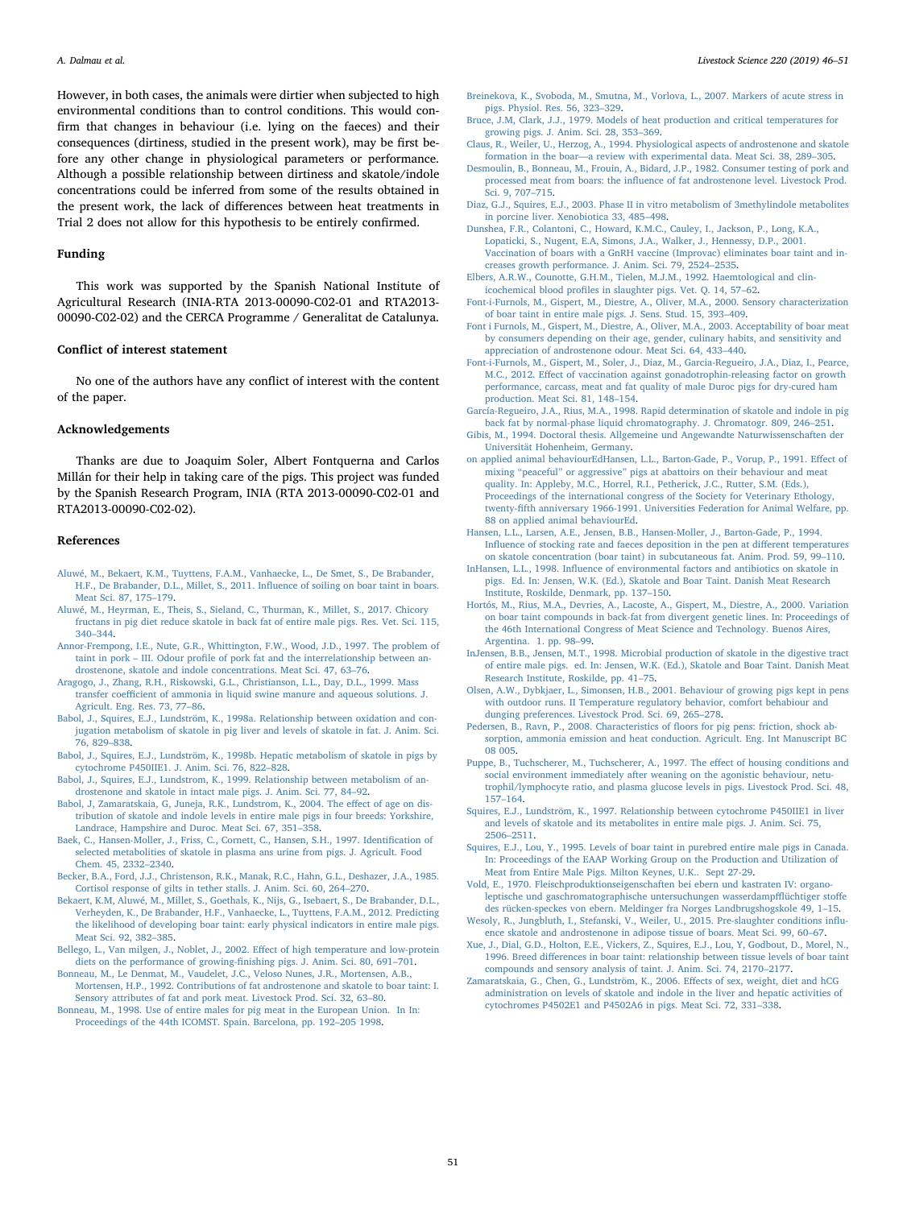However, in both cases, the animals were dirtier when subjected to high environmental conditions than to control conditions. This would confirm that changes in behaviour (i.e. lying on the faeces) and their consequences (dirtiness, studied in the present work), may be first before any other change in physiological parameters or performance. Although a possible relationship between dirtiness and skatole/indole concentrations could be inferred from some of the results obtained in the present work, the lack of differences between heat treatments in Trial 2 does not allow for this hypothesis to be entirely confirmed.

## Funding

This work was supported by the Spanish National Institute of Agricultural Research (INIA-RTA 2013-00090-C02-01 and RTA2013-00090-C02-02) and the CERCA Programme / Generalitat de Catalunya.

## Conflict of interest statement

No one of the authors have any conflict of interest with the content of the paper.

## Acknowledgements

Thanks are due to Joaquim Soler, Albert Fontquerna and Carlos Millán for their help in taking care of the pigs. This project was funded by the Spanish Research Program, INIA (RTA 2013-00090-C02-01 and RTA2013-00090-C02-02).

## References

Aluwé, M., Bekaert, K.M., Tuyttens, F.A.M., Vanhaecke, L., De Smet, S., De Brabander, H.F., De Brabander, D.L., Millet, S., 2011. Influence of soiling on boar taint in boars. Meat Sci. 87, 175–179.

Aluwé, M., Heyrman, E., Theis, S., Sieland, C., Thurman, K., Millet, S., 2017. Chicory fructans in pig diet reduce skatole in back fat of entire male pigs. Res. Vet. Sci. 115, 340–344.

Annor-Frempong, I.E., Nute, G.R., Whittington, F.W., Wood, J.D., 1997. The problem of taint in pork – III. Odour profile of pork fat and the interrelationship between androstenone, skatole and indole concentrations. Meat Sci. 47, 63–76.

Aragogo, J., Zhang, R.H., Riskowski, G.L., Christianson, L.L., Day, D.L., 1999. Mass transfer coefficient of ammonia in liquid swine manure and aqueous solutions. J. Agricult. Eng. Res. 73, 77–86.

Babol, J., Squires, E.J., Lundström, K., 1998a. Relationship between oxidation and conjugation metabolism of skatole in pig liver and levels of skatole in fat. J. Anim. Sci. 76, 829–838.

Babol, J., Squires, E.J., Lundström, K., 1998b. Hepatic metabolism of skatole in pigs by cytochrome P450IIE1. J. Anim. Sci. 76, 822–828.

Babol, J., Squires, E.J., Lundstrom, K., 1999. Relationship between metabolism of androstenone and skatole in intact male pigs. J. Anim. Sci. 77, 84–92.

Babol, J, Zamaratskaia, G, Juneja, R.K., Lundstrom, K., 2004. The effect of age on distribution of skatole and indole levels in entire male pigs in four breeds: Yorkshire, Landrace, Hampshire and Duroc. Meat Sci. 67, 351–358.

Baek, C., Hansen-Moller, J., Friss, C., Cornett, C., Hansen, S.H., 1997. Identification of selected metabolities of skatole in plasma ans urine from pigs. J. Agricult. Food Chem. 45, 2332–2340.

Becker, B.A., Ford, J.J., Christenson, R.K., Manak, R.C., Hahn, G.L., Deshazer, J.A., 1985. Cortisol response of gilts in tether stalls. J. Anim. Sci. 60, 264–270.

Bekaert, K.M, Aluwé, M., Millet, S., Goethals, K., Nijs, G., Isebaert, S., De Brabander, D.L., Verheyden, K., De Brabander, H.F., Vanhaecke, L., Tuyttens, F.A.M., 2012. Predicting the likelihood of developing boar taint: early physical indicators in entire male pigs. Meat Sci. 92, 382–385.

Bellego, L., Van milgen, J., Noblet, J., 2002. Effect of high temperature and low-protein diets on the performance of growing-finishing pigs. J. Anim. Sci. 80, 691–701.

Bonneau, M., Le Denmat, M., Vaudelet, J.C., Veloso Nunes, J.R., Mortensen, A.B., Mortensen, H.P., 1992. Contributions of fat androstenone and skatole to boar taint: I. Sensory attributes of fat and pork meat. Livestock Prod. Sci. 32, 63–80.

Bonneau, M., 1998. Use of entire males for pig meat in the European Union. In: In: Proceedings of the 44th ICOMST. Spain. Barcelona, pp. 192–205 1998.

Breinekova, K., Svoboda, M., Smutna, M., Vorlova, L., 2007. Markers of acute stress in pigs. Physiol. Res. 56, 323–329.

Bruce, J.M, Clark, J.J., 1979. Models of heat production and critical temperatures for growing pigs. J. Anim. Sci. 28, 353–369.

Claus, R., Weiler, U., Herzog, A., 1994. Physiological aspects of androstenone and skatole formation in the boar—a review with experimental data. Meat Sci. 38, 289–305.

Desmoulin, B., Bonneau, M., Frouin, A., Bidard, J.P., 1982. Consumer testing of pork and processed meat from boars: the influence of fat androstenone level. Livestock Prod. Sci. 9, 707–715.

Diaz, G.J., Squires, E.J., 2003. Phase II in vitro metabolism of 3methylindole metabolites in porcine liver. Xenobiotica 33, 485–498.

Dunshea, F.R., Colantoni, C., Howard, K.M.C., Cauley, I., Jackson, P., Long, K.A., Lopaticki, S., Nugent, E.A, Simons, J.A., Walker, J., Hennessy, D.P., 2001. Vaccination of boars with a GnRH vaccine (Improvac) eliminates boar taint and increases growth performance. J. Anim. Sci. 79, 2524–2535.

Elbers, A.R.W., Counotte, G.H.M., Tielen, M.J.M., 1992. Haematological and clinicochemical blood profiles in slaughter pigs. Vet. Q. 14, 57–62.

Font-i-Furnols, M., Gispert, M., Diestre, A., Oliver, M.A., 2000. Sensory characterization of boar taint in entire male pigs. J. Sens. Stud. 15, 393–409.

Font i Furnols, M., Gispert, M., Diestre, A., Oliver, M.A., 2003. Acceptability of boar meat by consumers depending on their age, gender, culinary habits, and sensitivity and appreciation of androstenone odour. Meat Sci. 64, 433–440.

Font-i-Furnols, M., Gispert, M., Soler, J., Diaz, M., Garcia-Regueiro, J.A., Diaz, I., Pearce, M.C., 2012. Effect of vaccination against gonadotrophin-releasing factor on growth performance, carcass, meat and fat quality of male Duroc pigs for dry-cured ham production. Meat Sci. 81, 148–154.

García-Regueiro, J.A., Rius, M.A., 1998. Rapid determination of skatole and indole in pig back fat by normal-phase liquid chromatography. J. Chromatogr. 809, 246–251.

Gibis, M., 1994. Doctoral thesis. Allgemeine und Angewandte Naturwissenschaften der Universität Hohenheim, Germany.

on applied animal behaviourEdHansen, L.L., Barton-Gade, P., Vorup, P., 1991. Effect of mixing "peaceful" or aggressive" pigs at abattoirs on their behaviour and meat quality. In: Appleby, M.C., Horrel, R.I., Petherick, J.C., Rutter, S.M. (Eds.), Proceedings of the international congress of the Society for Veterinary Ethology, twenty-fifth anniversary 1966-1991. Universities Federation for Animal Welfare, pp. 88 on applied animal behaviourEd.

Hansen, L.L., Larsen, A.E., Jensen, B.B., Hansen-Moller, J., Barton-Gade, P., 1994. Influence of stocking rate and faeces deposition in the pen at different temperatures on skatole concentration (boar taint) in subcutaneous fat. Anim. Prod. 59, 99–110.

InHansen, L.L., 1998. Influence of environmental factors and antibiotics on skatole in pigs. Ed. In: Jensen, W.K. (Ed.), Skatole and Boar Taint. Danish Meat Research Institute, Roskilde, Denmark, pp. 137–150.

Hortós, M., Rius, M.A., Devries, A., Lacoste, A., Gispert, M., Diestre, A., 2000. Variation on boar taint compounds in back-fat from divergent genetic lines. In: Proceedings of the 46th International Congress of Meat Science and Technology. Buenos Aires, Argentina. 1. pp. 98–99.

InJensen, B.B., Jensen, M.T., 1998. Microbial production of skatole in the digestive tract of entire male pigs. ed. In: Jensen, W.K. (Ed.), Skatole and Boar Taint. Danish Meat Research Institute, Roskilde, pp. 41–75.

Olsen, A.W., Dybkjaer, L., Simonsen, H.B., 2001. Behaviour of growing pigs kept in pens with outdoor runs. II Temperature regulatory behavior, comfort behaviour and dunging preferences. Livestock Prod. Sci. 69, 265–278.

Pedersen, B., Ravn, P., 2008. Characteristics of floors for pig pens: friction, shock absorption, ammonia emission and heat conduction. Agricult. Eng. Int Manuscript BC 08 005.

Puppe, B., Tuchscherer, M., Tuchscherer, A., 1997. The effect of housing conditions and social environment immediately after weaning on the agonistic behaviour, neutrophil/lymphocyte ratio, and plasma glucose levels in pigs. Livestock Prod. Sci. 48, 157–164.

Squires, E.J., Lundström, K., 1997. Relationship between cytochrome P450IIE1 in liver and levels of skatole and its metabolites in entire male pigs. J. Anim. Sci. 75, 2506–2511.

Squires, E.J., Lou, Y., 1995. Levels of boar taint in purebred entire male pigs in Canada. In: Proceedings of the EAAP Working Group on the Production and Utilization of Meat from Entire Male Pigs. Milton Keynes, U.K.. Sept 27-29.

Vold, E., 1970. Fleischproduktionseigenschaften bei ebern und kastraten IV: organoleptische und gaschromatographische untersuchungen wasserdampfflüchtiger stoffe des rücken-speckes von ebern. Meldinger fra Norges Landbrugshogskole 49, 1–15.

Wesoly, R., Jungbluth, I., Stefanski, V., Weiler, U., 2015. Pre-slaughter conditions influence skatole and androstenone in adipose tissue of boars. Meat Sci. 99, 60–67.

Xue, J., Dial, G.D., Holton, E.E., Vickers, Z., Squires, E.J., Lou, Y, Godbout, D., Morel, N., 1996. Breed differences in boar taint: relationship between tissue levels of boar taint compounds and sensory analysis of taint. J. Anim. Sci. 74, 2170–2177.

Zamaratskaia, G., Chen, G., Lundström, K., 2006. Effects of sex, weight, diet and hCG administration on levels of skatole and indole in the liver and hepatic activities of cytochromes P4502E1 and P4502A6 in pigs. Meat Sci. 72, 331–338.